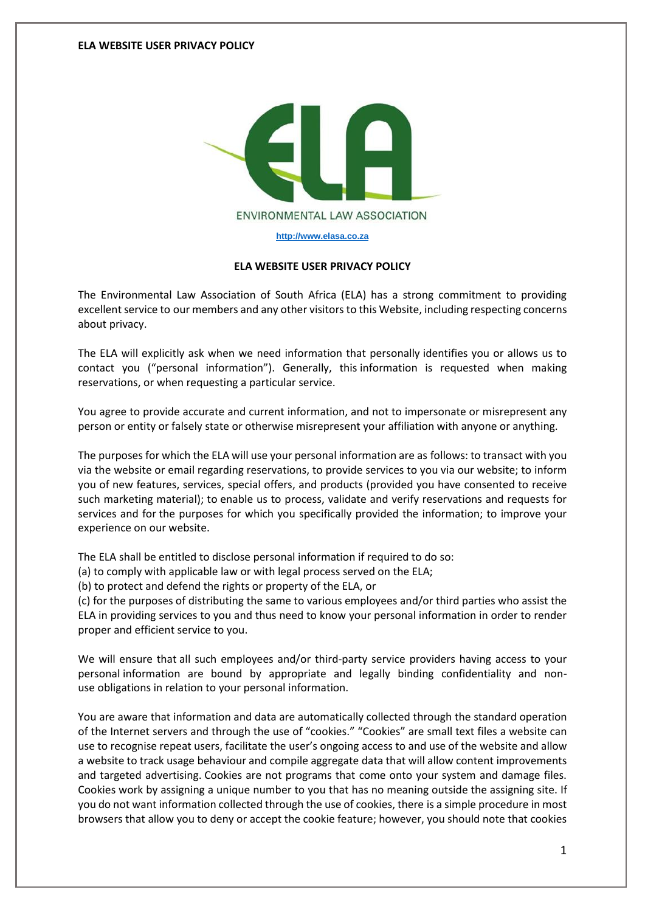**ELA WEBSITE USER PRIVACY POLICY**

ENVIRONMENTAL LAW ASSOCIATION

http://www.elasa.co.za

# ELA WEBSITE USER PRIVACY POLICY

The Environmental Law Association of South Africa (ELA) has a strong commitment to providing excellent service to our members and any other visitors to this Website, including respecting concerns about privacy.

The ELA will explicitly ask when we need information that personally identifies you or allows us to contact you ("personal information"). Generally, this information is requested when making reservations, or when requesting a particular service.

You agree to provide accurate and current information, and not to impersonate or misrepresent any person or entity or falsely state or otherwise misrepresent your affiliation with anyone or anything.

The purposes for which the ELA will use your personal information are as follows: to transact with you via the website or email regarding reservations, to provide services to you via our website; to inform you of new features, services, special offers, and products (provided you have consented to receive such marketing material); to enable us to process, validate and verify reservations and requests for services and for the purposes for which you specifically provided the information; to improve your experience on our website.

The ELA shall be entitled to disclose personal information if required to do so:
(a) to comply with applicable law or with legal process served on the ELA;
(b) to protect and defend the rights or property of the ELA, or
(c) for the purposes of distributing the same to various employees and/or third parties who assist the ELA in providing services to you and thus need to know your personal information in order to render proper and efficient service to you.

We will ensure that all such employees and/or third-party service providers having access to your personal information are bound by appropriate and legally binding confidentiality and non-use obligations in relation to your personal information.

You are aware that information and data are automatically collected through the standard operation of the Internet servers and through the use of "cookies." "Cookies" are small text files a website can use to recognise repeat users, facilitate the user's ongoing access to and use of the website and allow a website to track usage behaviour and compile aggregate data that will allow content improvements and targeted advertising. Cookies are not programs that come onto your system and damage files. Cookies work by assigning a unique number to you that has no meaning outside the assigning site. If you do not want information collected through the use of cookies, there is a simple procedure in most browsers that allow you to deny or accept the cookie feature; however, you should note that cookies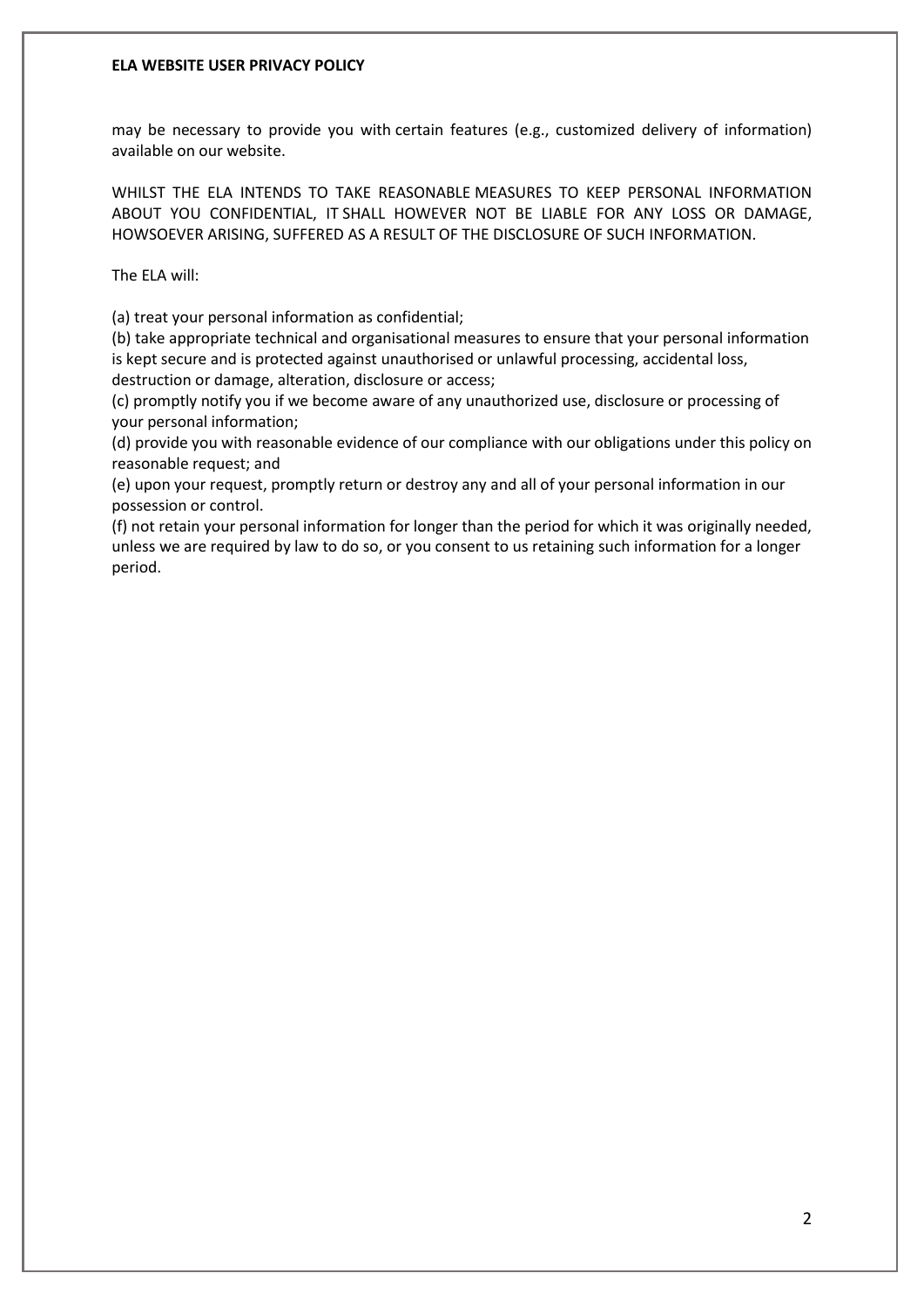may be necessary to provide you with certain features (e.g., customized delivery of information) available on our website.

WHILST THE ELA INTENDS TO TAKE REASONABLE MEASURES TO KEEP PERSONAL INFORMATION ABOUT YOU CONFIDENTIAL, IT SHALL HOWEVER NOT BE LIABLE FOR ANY LOSS OR DAMAGE, HOWSOEVER ARISING, SUFFERED AS A RESULT OF THE DISCLOSURE OF SUCH INFORMATION.

The ELA will:

(a) treat your personal information as confidential;
(b) take appropriate technical and organisational measures to ensure that your personal information is kept secure and is protected against unauthorised or unlawful processing, accidental loss, destruction or damage, alteration, disclosure or access;
(c) promptly notify you if we become aware of any unauthorized use, disclosure or processing of your personal information;
(d) provide you with reasonable evidence of our compliance with our obligations under this policy on reasonable request; and
(e) upon your request, promptly return or destroy any and all of your personal information in our possession or control.
(f) not retain your personal information for longer than the period for which it was originally needed, unless we are required by law to do so, or you consent to us retaining such information for a longer period.